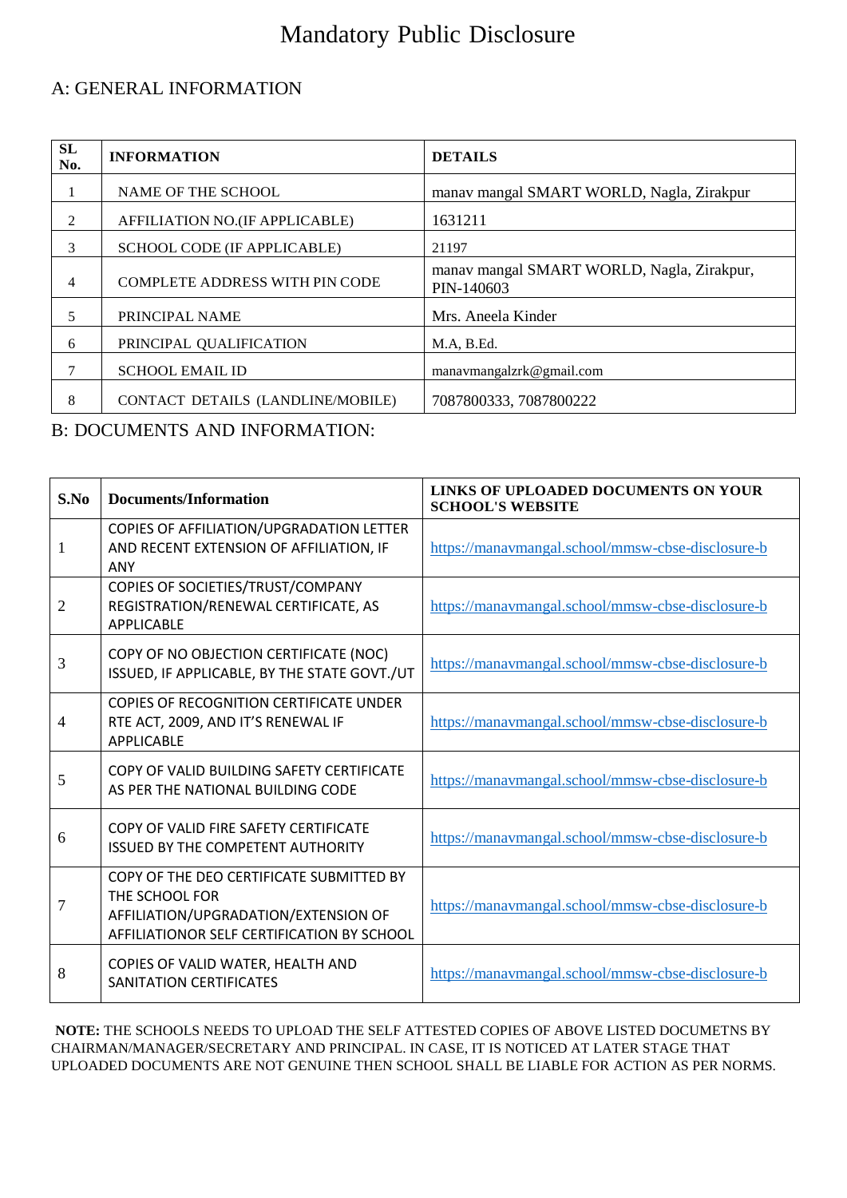# Mandatory Public Disclosure

## A: GENERAL INFORMATION

| SL No. | INFORMATION | DETAILS |
|---|---|---|
| 1 | NAME OF THE SCHOOL | manav mangal SMART WORLD, Nagla, Zirakpur |
| 2 | AFFILIATION NO.(IF APPLICABLE) | 1631211 |
| 3 | SCHOOL CODE (IF APPLICABLE) | 21197 |
| 4 | COMPLETE ADDRESS WITH PIN CODE | manav mangal SMART WORLD, Nagla, Zirakpur, PIN-140603 |
| 5 | PRINCIPAL NAME | Mrs. Aneela Kinder |
| 6 | PRINCIPAL QUALIFICATION | M.A, B.Ed. |
| 7 | SCHOOL EMAIL ID | manavmangalzrk@gmail.com |
| 8 | CONTACT DETAILS (LANDLINE/MOBILE) | 7087800333, 7087800222 |

## B: DOCUMENTS AND INFORMATION:

| S.No | Documents/Information | LINKS OF UPLOADED DOCUMENTS ON YOUR SCHOOL'S WEBSITE |
|---|---|---|
| 1 | COPIES OF AFFILIATION/UPGRADATION LETTER AND RECENT EXTENSION OF AFFILIATION, IF ANY | https://manavmangal.school/mmsw-cbse-disclosure-b |
| 2 | COPIES OF SOCIETIES/TRUST/COMPANY REGISTRATION/RENEWAL CERTIFICATE, AS APPLICABLE | https://manavmangal.school/mmsw-cbse-disclosure-b |
| 3 | COPY OF NO OBJECTION CERTIFICATE (NOC) ISSUED, IF APPLICABLE, BY THE STATE GOVT./UT | https://manavmangal.school/mmsw-cbse-disclosure-b |
| 4 | COPIES OF RECOGNITION CERTIFICATE UNDER RTE ACT, 2009, AND IT'S RENEWAL IF APPLICABLE | https://manavmangal.school/mmsw-cbse-disclosure-b |
| 5 | COPY OF VALID BUILDING SAFETY CERTIFICATE AS PER THE NATIONAL BUILDING CODE | https://manavmangal.school/mmsw-cbse-disclosure-b |
| 6 | COPY OF VALID FIRE SAFETY CERTIFICATE ISSUED BY THE COMPETENT AUTHORITY | https://manavmangal.school/mmsw-cbse-disclosure-b |
| 7 | COPY OF THE DEO CERTIFICATE SUBMITTED BY THE SCHOOL FOR AFFILIATION/UPGRADATION/EXTENSION OF AFFILIATIONOR SELF CERTIFICATION BY SCHOOL | https://manavmangal.school/mmsw-cbse-disclosure-b |
| 8 | COPIES OF VALID WATER, HEALTH AND SANITATION CERTIFICATES | https://manavmangal.school/mmsw-cbse-disclosure-b |

**NOTE:** THE SCHOOLS NEEDS TO UPLOAD THE SELF ATTESTED COPIES OF ABOVE LISTED DOCUMETNS BY CHAIRMAN/MANAGER/SECRETARY AND PRINCIPAL. IN CASE, IT IS NOTICED AT LATER STAGE THAT UPLOADED DOCUMENTS ARE NOT GENUINE THEN SCHOOL SHALL BE LIABLE FOR ACTION AS PER NORMS.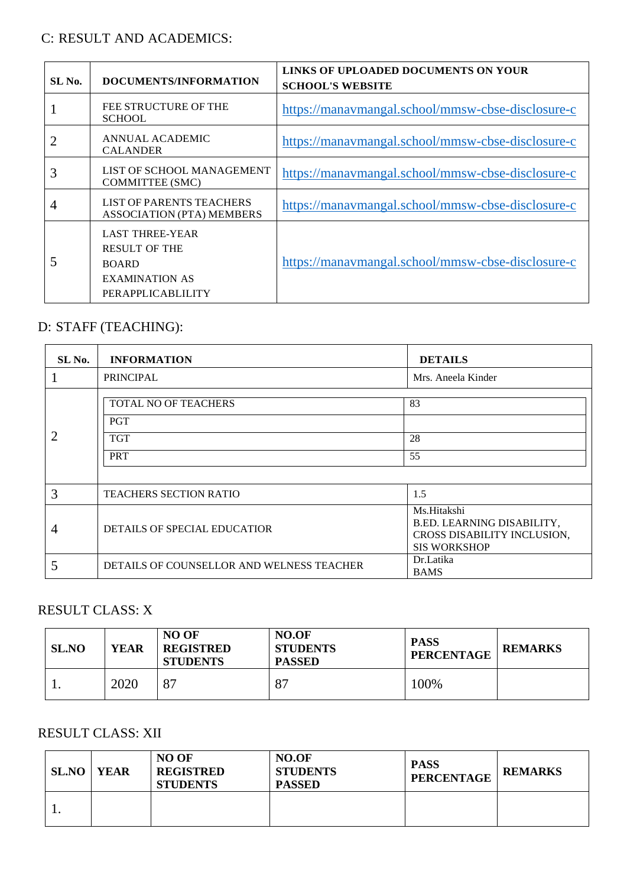## C: RESULT AND ACADEMICS:

| SL No. | DOCUMENTS/INFORMATION | LINKS OF UPLOADED DOCUMENTS ON YOUR SCHOOL'S WEBSITE |
|---|---|---|
| 1 | FEE STRUCTURE OF THE SCHOOL | https://manavmangal.school/mmsw-cbse-disclosure-c |
| 2 | ANNUAL ACADEMIC CALANDER | https://manavmangal.school/mmsw-cbse-disclosure-c |
| 3 | LIST OF SCHOOL MANAGEMENT COMMITTEE (SMC) | https://manavmangal.school/mmsw-cbse-disclosure-c |
| 4 | LIST OF PARENTS TEACHERS ASSOCIATION (PTA) MEMBERS | https://manavmangal.school/mmsw-cbse-disclosure-c |
| 5 | LAST THREE-YEAR RESULT OF THE BOARD EXAMINATION AS PERAPPLICABLILITY | https://manavmangal.school/mmsw-cbse-disclosure-c |

## D: STAFF (TEACHING):

| SL No. | INFORMATION | DETAILS |
|---|---|---|
| 1 | PRINCIPAL | Mrs. Aneela Kinder |
| 2 | TOTAL NO OF TEACHERS | 83 |
| | PGT | |
| | TGT | 28 |
| | PRT | 55 |
| 3 | TEACHERS SECTION RATIO | 1.5 |
| 4 | DETAILS OF SPECIAL EDUCATIOR | Ms.Hitakshi<br>B.ED. LEARNING DISABILITY, CROSS DISABILITY INCLUSION, SIS WORKSHOP |
| 5 | DETAILS OF COUNSELLOR AND WELNESS TEACHER | Dr.Latika<br>BAMS |

## RESULT CLASS: X

| SL.NO | YEAR | NO OF REGISTRED STUDENTS | NO.OF STUDENTS PASSED | PASS PERCENTAGE | REMARKS |
|---|---|---|---|---|---|
| 1. | 2020 | 87 | 87 | 100% | |

## RESULT CLASS: XII

| SL.NO | YEAR | NO OF REGISTRED STUDENTS | NO.OF STUDENTS PASSED | PASS PERCENTAGE | REMARKS |
|---|---|---|---|---|---|
| 1. | | | | | |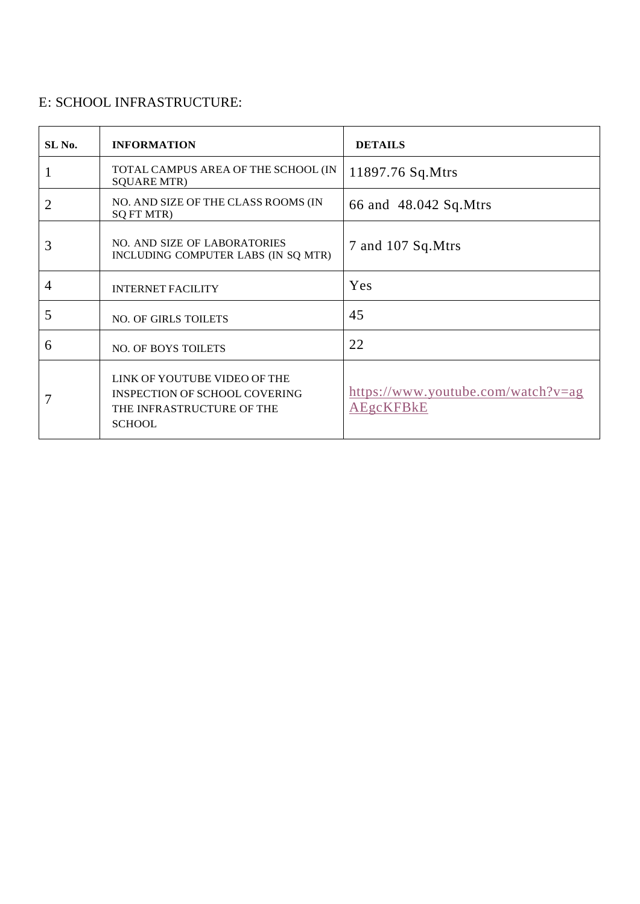E: SCHOOL INFRASTRUCTURE:

| SL No. | INFORMATION | DETAILS |
| --- | --- | --- |
| 1 | TOTAL CAMPUS AREA OF THE SCHOOL (IN SQUARE MTR) | 11897.76 Sq.Mtrs |
| 2 | NO. AND SIZE OF THE CLASS ROOMS (IN SQ FT MTR) | 66 and 48.042 Sq.Mtrs |
| 3 | NO. AND SIZE OF LABORATORIES INCLUDING COMPUTER LABS (IN SQ MTR) | 7 and 107 Sq.Mtrs |
| 4 | INTERNET FACILITY | Yes |
| 5 | NO. OF GIRLS TOILETS | 45 |
| 6 | NO. OF BOYS TOILETS | 22 |
| 7 | LINK OF YOUTUBE VIDEO OF THE INSPECTION OF SCHOOL COVERING THE INFRASTRUCTURE OF THE SCHOOL | https://www.youtube.com/watch?v=agAEgcKFBkE |